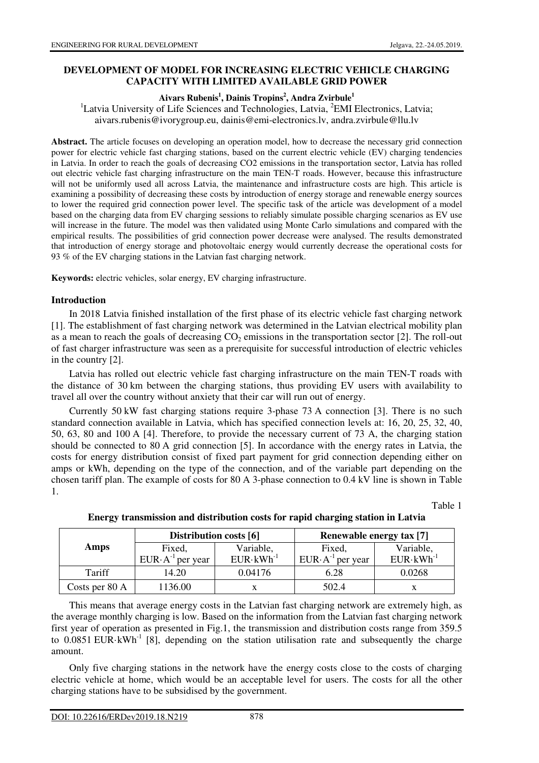# DEVELOPMENT OF MODEL FOR INCREASING ELECTRIC VEHICLE CHARGING CAPACITY WITH LIMITED AVAILABLE GRID POWER

**Aivars Rubenis[1], Dainis Tropins[2], Andra Zvirbule[1]**

[1]Latvia University of Life Sciences and Technologies, Latvia, [2]EMI Electronics, Latvia;
aivars.rubenis@ivorygroup.eu, dainis@emi-electronics.lv, andra.zvirbule@llu.lv

**Abstract.** The article focuses on developing an operation model, how to decrease the necessary grid connection power for electric vehicle fast charging stations, based on the current electric vehicle (EV) charging tendencies in Latvia. In order to reach the goals of decreasing CO2 emissions in the transportation sector, Latvia has rolled out electric vehicle fast charging infrastructure on the main TEN-T roads. However, because this infrastructure will not be uniformly used all across Latvia, the maintenance and infrastructure costs are high. This article is examining a possibility of decreasing these costs by introduction of energy storage and renewable energy sources to lower the required grid connection power level. The specific task of the article was development of a model based on the charging data from EV charging sessions to reliably simulate possible charging scenarios as EV use will increase in the future. The model was then validated using Monte Carlo simulations and compared with the empirical results. The possibilities of grid connection power decrease were analysed. The results demonstrated that introduction of energy storage and photovoltaic energy would currently decrease the operational costs for 93 % of the EV charging stations in the Latvian fast charging network.

**Keywords:** electric vehicles, solar energy, EV charging infrastructure.

## Introduction

In 2018 Latvia finished installation of the first phase of its electric vehicle fast charging network [1]. The establishment of fast charging network was determined in the Latvian electrical mobility plan as a mean to reach the goals of decreasing $CO_2$ emissions in the transportation sector [2]. The roll-out of fast charger infrastructure was seen as a prerequisite for successful introduction of electric vehicles in the country [2].

Latvia has rolled out electric vehicle fast charging infrastructure on the main TEN-T roads with the distance of 30 km between the charging stations, thus providing EV users with availability to travel all over the country without anxiety that their car will run out of energy.

Currently 50 kW fast charging stations require 3-phase 73 A connection [3]. There is no such standard connection available in Latvia, which has specified connection levels at: 16, 20, 25, 32, 40, 50, 63, 80 and 100 A [4]. Therefore, to provide the necessary current of 73 A, the charging station should be connected to 80 A grid connection [5]. In accordance with the energy rates in Latvia, the costs for energy distribution consist of fixed part payment for grid connection depending either on amps or kWh, depending on the type of the connection, and of the variable part depending on the chosen tariff plan. The example of costs for 80 A 3-phase connection to 0.4 kV line is shown in Table 1.

Table 1

**Energy transmission and distribution costs for rapid charging station in Latvia**

| Amps | Distribution costs [6] | | Renewable energy tax [7] | |
|---|---|---|---|---|
| | Fixed, $EUR \cdot A^{-1}$ per year | Variable, $EUR \cdot kWh^{-1}$ | Fixed, $EUR \cdot A^{-1}$ per year | Variable, $EUR \cdot kWh^{-1}$ |
| Tariff | 14.20 | 0.04176 | 6.28 | 0.0268 |
| Costs per 80 A | 1136.00 | x | 502.4 | x |

This means that average energy costs in the Latvian fast charging network are extremely high, as the average monthly charging is low. Based on the information from the Latvian fast charging network first year of operation as presented in Fig.1, the transmission and distribution costs range from 359.5 to 0.0851 $EUR \cdot kWh^{-1}$ [8], depending on the station utilisation rate and subsequently the charge amount.

Only five charging stations in the network have the energy costs close to the costs of charging electric vehicle at home, which would be an acceptable level for users. The costs for all the other charging stations have to be subsidised by the government.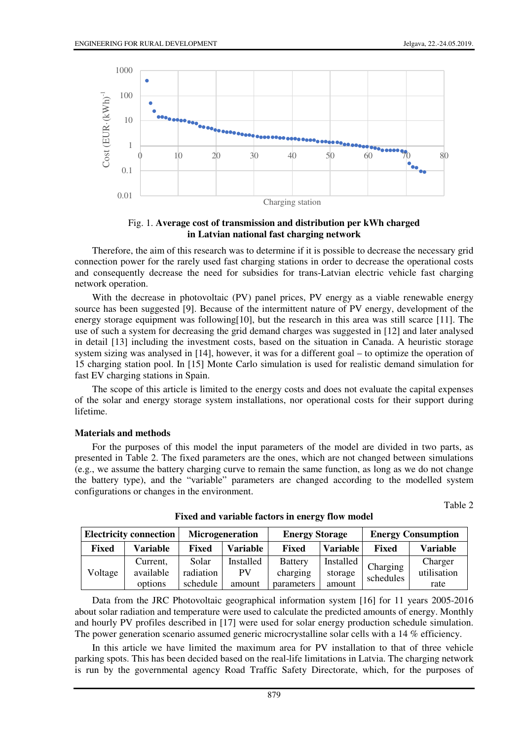Fig. 1. **Average cost of transmission and distribution per kWh charged in Latvian national fast charging network**

Therefore, the aim of this research was to determine if it is possible to decrease the necessary grid connection power for the rarely used fast charging stations in order to decrease the operational costs and consequently decrease the need for subsidies for trans-Latvian electric vehicle fast charging network operation.

With the decrease in photovoltaic (PV) panel prices, PV energy as a viable renewable energy source has been suggested [9]. Because of the intermittent nature of PV energy, development of the energy storage equipment was following[10], but the research in this area was still scarce [11]. The use of such a system for decreasing the grid demand charges was suggested in [12] and later analysed in detail [13] including the investment costs, based on the situation in Canada. A heuristic storage system sizing was analysed in [14], however, it was for a different goal – to optimize the operation of 15 charging station pool. In [15] Monte Carlo simulation is used for realistic demand simulation for fast EV charging stations in Spain.

The scope of this article is limited to the energy costs and does not evaluate the capital expenses of the solar and energy storage system installations, nor operational costs for their support during lifetime.

## Materials and methods

For the purposes of this model the input parameters of the model are divided in two parts, as presented in Table 2. The fixed parameters are the ones, which are not changed between simulations (e.g., we assume the battery charging curve to remain the same function, as long as we do not change the battery type), and the "variable" parameters are changed according to the modelled system configurations or changes in the environment.

Table 2

**Fixed and variable factors in energy flow model**

| Electricity connection | | Microgeneration | | Energy Storage | | Energy Consumption | |
|---|---|---|---|---|---|---|---|
| **Fixed** | **Variable** | **Fixed** | **Variable** | **Fixed** | **Variable** | **Fixed** | **Variable** |
| Voltage | Current, available options | Solar radiation schedule | Installed PV amount | Battery charging parameters | Installed storage amount | Charging schedules | Charger utilisation rate |

Data from the JRC Photovoltaic geographical information system [16] for 11 years 2005-2016 about solar radiation and temperature were used to calculate the predicted amounts of energy. Monthly and hourly PV profiles described in [17] were used for solar energy production schedule simulation. The power generation scenario assumed generic microcrystalline solar cells with a 14 % efficiency.

In this article we have limited the maximum area for PV installation to that of three vehicle parking spots. This has been decided based on the real-life limitations in Latvia. The charging network is run by the governmental agency Road Traffic Safety Directorate, which, for the purposes of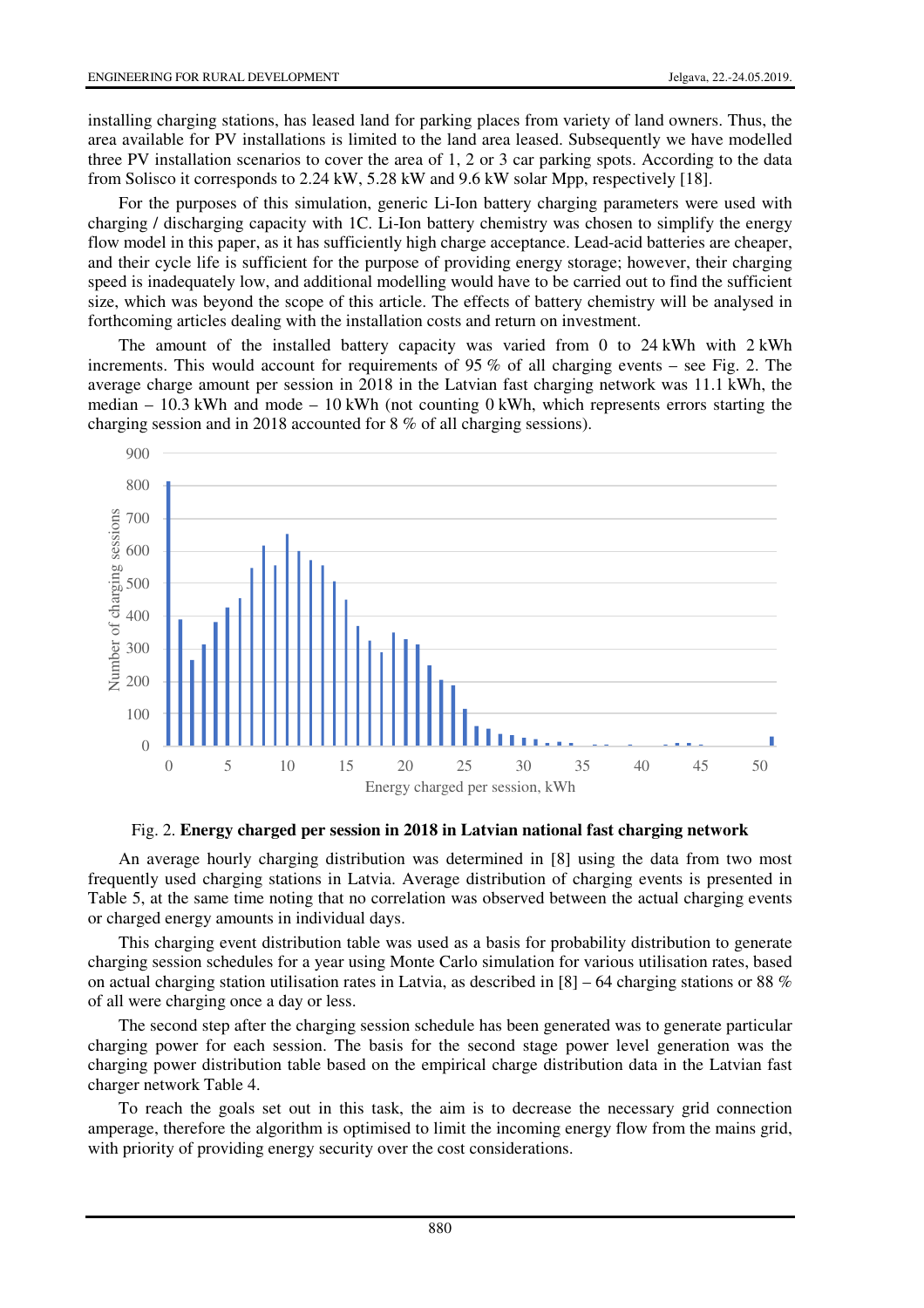installing charging stations, has leased land for parking places from variety of land owners. Thus, the area available for PV installations is limited to the land area leased. Subsequently we have modelled three PV installation scenarios to cover the area of 1, 2 or 3 car parking spots. According to the data from Solisco it corresponds to 2.24 kW, 5.28 kW and 9.6 kW solar Mpp, respectively [18].

For the purposes of this simulation, generic Li-Ion battery charging parameters were used with charging / discharging capacity with 1C. Li-Ion battery chemistry was chosen to simplify the energy flow model in this paper, as it has sufficiently high charge acceptance. Lead-acid batteries are cheaper, and their cycle life is sufficient for the purpose of providing energy storage; however, their charging speed is inadequately low, and additional modelling would have to be carried out to find the sufficient size, which was beyond the scope of this article. The effects of battery chemistry will be analysed in forthcoming articles dealing with the installation costs and return on investment.

The amount of the installed battery capacity was varied from 0 to 24 kWh with 2 kWh increments. This would account for requirements of 95 % of all charging events – see Fig. 2. The average charge amount per session in 2018 in the Latvian fast charging network was 11.1 kWh, the median – 10.3 kWh and mode – 10 kWh (not counting 0 kWh, which represents errors starting the charging session and in 2018 accounted for 8 % of all charging sessions).

Fig. 2. **Energy charged per session in 2018 in Latvian national fast charging network**

An average hourly charging distribution was determined in [8] using the data from two most frequently used charging stations in Latvia. Average distribution of charging events is presented in Table 5, at the same time noting that no correlation was observed between the actual charging events or charged energy amounts in individual days.

This charging event distribution table was used as a basis for probability distribution to generate charging session schedules for a year using Monte Carlo simulation for various utilisation rates, based on actual charging station utilisation rates in Latvia, as described in [8] – 64 charging stations or 88 % of all were charging once a day or less.

The second step after the charging session schedule has been generated was to generate particular charging power for each session. The basis for the second stage power level generation was the charging power distribution table based on the empirical charge distribution data in the Latvian fast charger network Table 4.

To reach the goals set out in this task, the aim is to decrease the necessary grid connection amperage, therefore the algorithm is optimised to limit the incoming energy flow from the mains grid, with priority of providing energy security over the cost considerations.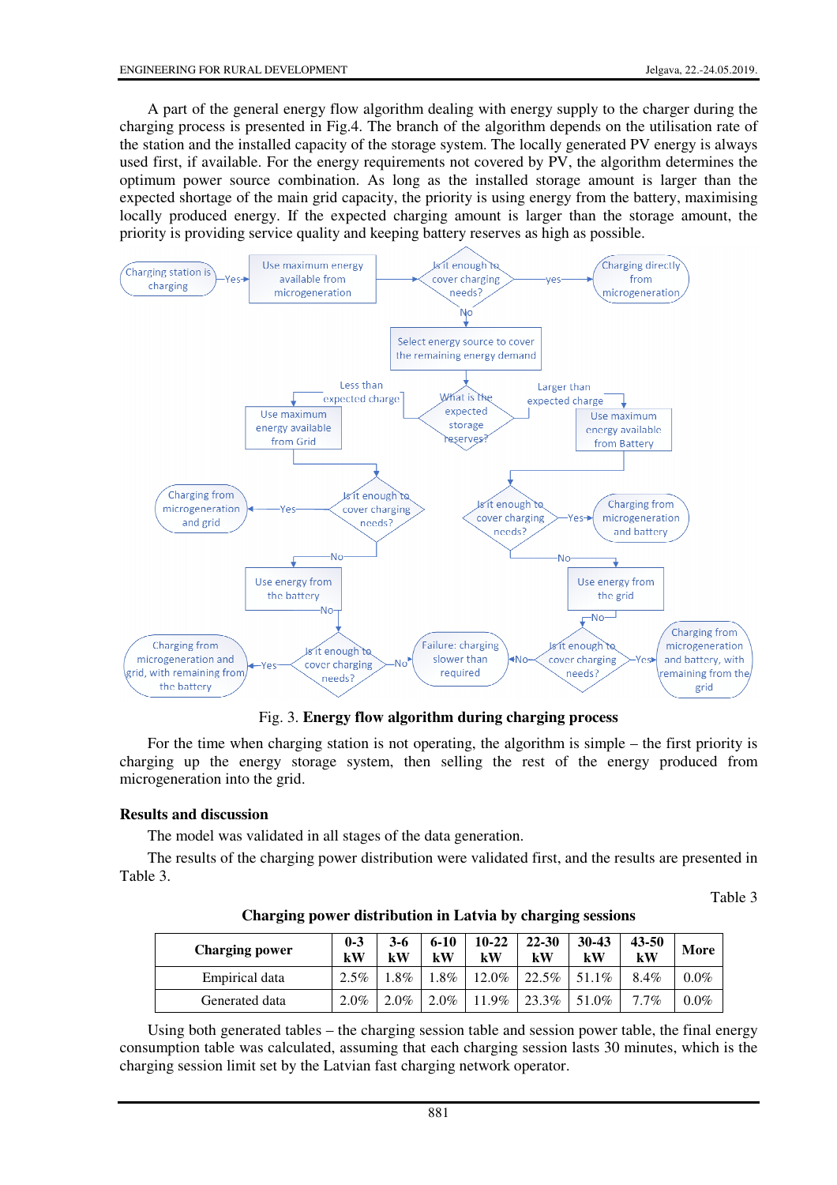A part of the general energy flow algorithm dealing with energy supply to the charger during the charging process is presented in Fig.4. The branch of the algorithm depends on the utilisation rate of the station and the installed capacity of the storage system. The locally generated PV energy is always used first, if available. For the energy requirements not covered by PV, the algorithm determines the optimum power source combination. As long as the installed storage amount is larger than the expected shortage of the main grid capacity, the priority is using energy from the battery, maximising locally produced energy. If the expected charging amount is larger than the storage amount, the priority is providing service quality and keeping battery reserves as high as possible.

Fig. 3. **Energy flow algorithm during charging process**

For the time when charging station is not operating, the algorithm is simple – the first priority is charging up the energy storage system, then selling the rest of the energy produced from microgeneration into the grid.

## Results and discussion

The model was validated in all stages of the data generation.

The results of the charging power distribution were validated first, and the results are presented in Table 3.

Table 3

**Charging power distribution in Latvia by charging sessions**

| Charging power | 0-3 kW | 3-6 kW | 6-10 kW | 10-22 kW | 22-30 kW | 30-43 kW | 43-50 kW | More |
|---|---|---|---|---|---|---|---|---|
| Empirical data | 2.5% | 1.8% | 1.8% | 12.0% | 22.5% | 51.1% | 8.4% | 0.0% |
| Generated data | 2.0% | 2.0% | 2.0% | 11.9% | 23.3% | 51.0% | 7.7% | 0.0% |

Using both generated tables – the charging session table and session power table, the final energy consumption table was calculated, assuming that each charging session lasts 30 minutes, which is the charging session limit set by the Latvian fast charging network operator.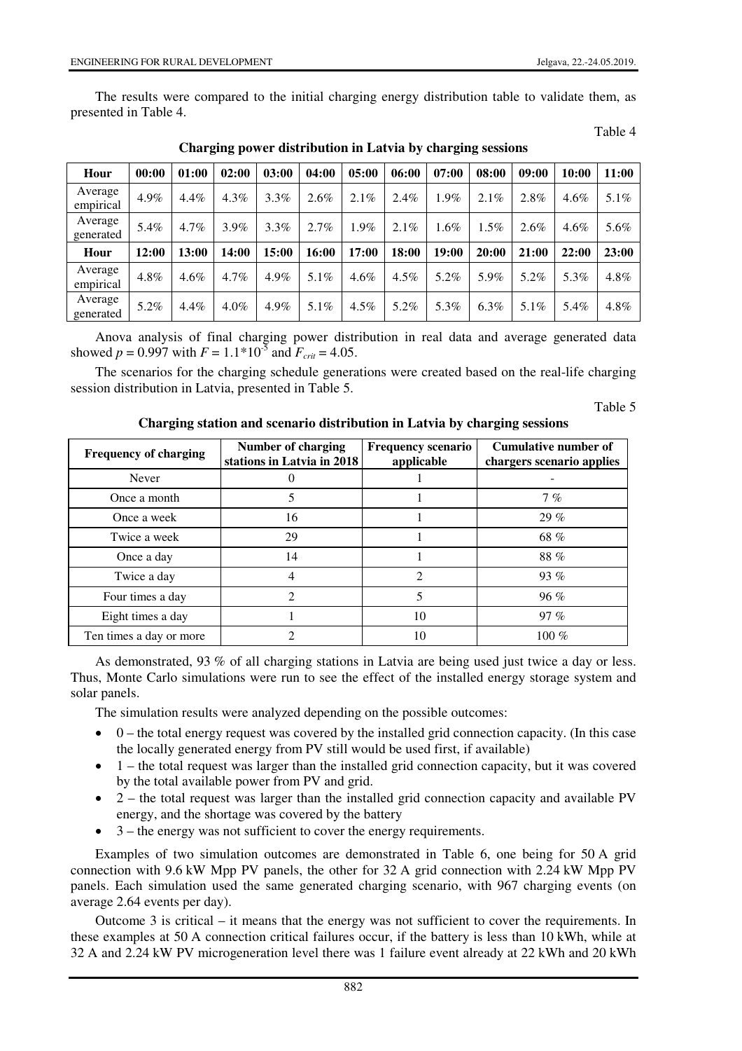The results were compared to the initial charging energy distribution table to validate them, as presented in Table 4.

Table 4

**Charging power distribution in Latvia by charging sessions**

| Hour | 00:00 | 01:00 | 02:00 | 03:00 | 04:00 | 05:00 | 06:00 | 07:00 | 08:00 | 09:00 | 10:00 | 11:00 |
|---|---|---|---|---|---|---|---|---|---|---|---|---|
| Average empirical | 4.9% | 4.4% | 4.3% | 3.3% | 2.6% | 2.1% | 2.4% | 1.9% | 2.1% | 2.8% | 4.6% | 5.1% |
| Average generated | 5.4% | 4.7% | 3.9% | 3.3% | 2.7% | 1.9% | 2.1% | 1.6% | 1.5% | 2.6% | 4.6% | 5.6% |
| **Hour** | **12:00** | **13:00** | **14:00** | **15:00** | **16:00** | **17:00** | **18:00** | **19:00** | **20:00** | **21:00** | **22:00** | **23:00** |
| Average empirical | 4.8% | 4.6% | 4.7% | 4.9% | 5.1% | 4.6% | 4.5% | 5.2% | 5.9% | 5.2% | 5.3% | 4.8% |
| Average generated | 5.2% | 4.4% | 4.0% | 4.9% | 5.1% | 4.5% | 5.2% | 5.3% | 6.3% | 5.1% | 5.4% | 4.8% |

Anova analysis of final charging power distribution in real data and average generated data showed $p = 0.997$ with $F = 1.1*10^{-5}$ and $F_{crit} = 4.05$.

The scenarios for the charging schedule generations were created based on the real-life charging session distribution in Latvia, presented in Table 5.

Table 5

**Charging station and scenario distribution in Latvia by charging sessions**

| Frequency of charging | Number of charging stations in Latvia in 2018 | Frequency scenario applicable | Cumulative number of chargers scenario applies |
|---|---|---|---|
| Never | 0 | 1 | - |
| Once a month | 5 | 1 | 7 % |
| Once a week | 16 | 1 | 29 % |
| Twice a week | 29 | 1 | 68 % |
| Once a day | 14 | 1 | 88 % |
| Twice a day | 4 | 2 | 93 % |
| Four times a day | 2 | 5 | 96 % |
| Eight times a day | 1 | 10 | 97 % |
| Ten times a day or more | 2 | 10 | 100 % |

As demonstrated, 93 % of all charging stations in Latvia are being used just twice a day or less. Thus, Monte Carlo simulations were run to see the effect of the installed energy storage system and solar panels.

The simulation results were analyzed depending on the possible outcomes:

- 0 – the total energy request was covered by the installed grid connection capacity. (In this case the locally generated energy from PV still would be used first, if available)
- 1 – the total request was larger than the installed grid connection capacity, but it was covered by the total available power from PV and grid.
- 2 – the total request was larger than the installed grid connection capacity and available PV energy, and the shortage was covered by the battery
- 3 – the energy was not sufficient to cover the energy requirements.

Examples of two simulation outcomes are demonstrated in Table 6, one being for 50 A grid connection with 9.6 kW Mpp PV panels, the other for 32 A grid connection with 2.24 kW Mpp PV panels. Each simulation used the same generated charging scenario, with 967 charging events (on average 2.64 events per day).

Outcome 3 is critical – it means that the energy was not sufficient to cover the requirements. In these examples at 50 A connection critical failures occur, if the battery is less than 10 kWh, while at 32 A and 2.24 kW PV microgeneration level there was 1 failure event already at 22 kWh and 20 kWh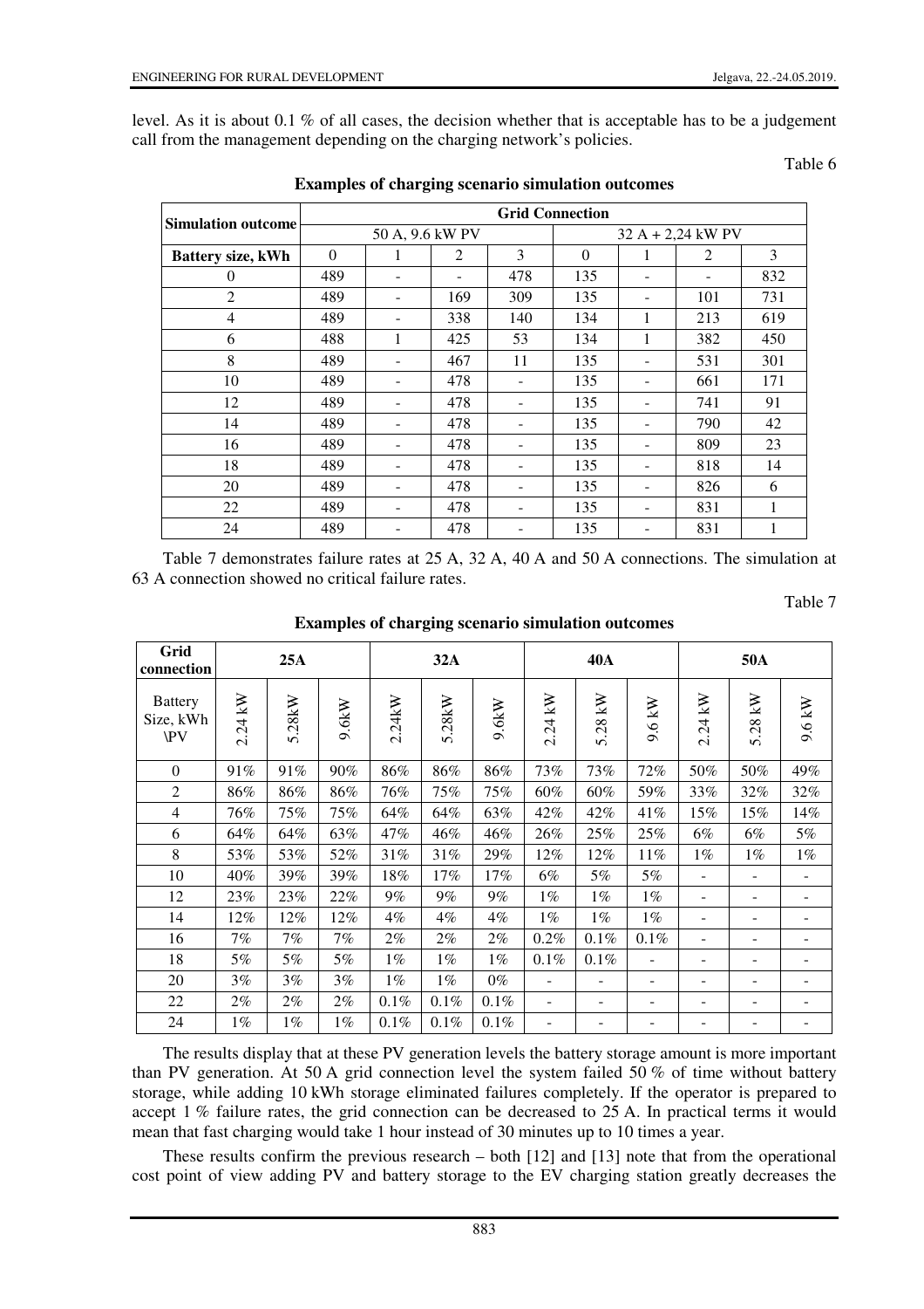level. As it is about 0.1 % of all cases, the decision whether that is acceptable has to be a judgement call from the management depending on the charging network's policies.

Table 6

**Examples of charging scenario simulation outcomes**

| Simulation outcome | Grid Connection | | | | | | | |
|---|---|---|---|---|---|---|---|---|
| | 50 A, 9.6 kW PV | | | | 32 A + 2,24 kW PV | | | |
| **Battery size, kWh** | 0 | 1 | 2 | 3 | 0 | 1 | 2 | 3 |
| 0 | 489 | - | - | 478 | 135 | - | - | 832 |
| 2 | 489 | - | 169 | 309 | 135 | - | 101 | 731 |
| 4 | 489 | - | 338 | 140 | 134 | 1 | 213 | 619 |
| 6 | 488 | 1 | 425 | 53 | 134 | 1 | 382 | 450 |
| 8 | 489 | - | 467 | 11 | 135 | - | 531 | 301 |
| 10 | 489 | - | 478 | - | 135 | - | 661 | 171 |
| 12 | 489 | - | 478 | - | 135 | - | 741 | 91 |
| 14 | 489 | - | 478 | - | 135 | - | 790 | 42 |
| 16 | 489 | - | 478 | - | 135 | - | 809 | 23 |
| 18 | 489 | - | 478 | - | 135 | - | 818 | 14 |
| 20 | 489 | - | 478 | - | 135 | - | 826 | 6 |
| 22 | 489 | - | 478 | - | 135 | - | 831 | 1 |
| 24 | 489 | - | 478 | - | 135 | - | 831 | 1 |

Table 7 demonstrates failure rates at 25 A, 32 A, 40 A and 50 A connections. The simulation at 63 A connection showed no critical failure rates.

Table 7

**Examples of charging scenario simulation outcomes**

| Grid connection | 25A | | | 32A | | | 40A | | | 50A | | |
|---|---|---|---|---|---|---|---|---|---|---|---|---|
| Battery Size, kWh \PV | 2.24 kW | 5.28kW | 9.6kW | 2.24kW | 5.28kW | 9.6kW | 2.24 kW | 5.28 kW | 9.6 kW | 2.24 kW | 5.28 kW | 9.6 kW |
| 0 | 91% | 91% | 90% | 86% | 86% | 86% | 73% | 73% | 72% | 50% | 50% | 49% |
| 2 | 86% | 86% | 86% | 76% | 75% | 75% | 60% | 60% | 59% | 33% | 32% | 32% |
| 4 | 76% | 75% | 75% | 64% | 64% | 63% | 42% | 42% | 41% | 15% | 15% | 14% |
| 6 | 64% | 64% | 63% | 47% | 46% | 46% | 26% | 25% | 25% | 6% | 6% | 5% |
| 8 | 53% | 53% | 52% | 31% | 31% | 29% | 12% | 12% | 11% | 1% | 1% | 1% |
| 10 | 40% | 39% | 39% | 18% | 17% | 17% | 6% | 5% | 5% | - | - | - |
| 12 | 23% | 23% | 22% | 9% | 9% | 9% | 1% | 1% | 1% | - | - | - |
| 14 | 12% | 12% | 12% | 4% | 4% | 4% | 1% | 1% | 1% | - | - | - |
| 16 | 7% | 7% | 7% | 2% | 2% | 2% | 0.2% | 0.1% | 0.1% | - | - | - |
| 18 | 5% | 5% | 5% | 1% | 1% | 1% | 0.1% | 0.1% | - | - | - | - |
| 20 | 3% | 3% | 3% | 1% | 1% | 0% | - | - | - | - | - | - |
| 22 | 2% | 2% | 2% | 0.1% | 0.1% | 0.1% | - | - | - | - | - | - |
| 24 | 1% | 1% | 1% | 0.1% | 0.1% | 0.1% | - | - | - | - | - | - |

The results display that at these PV generation levels the battery storage amount is more important than PV generation. At 50 A grid connection level the system failed 50 % of time without battery storage, while adding 10 kWh storage eliminated failures completely. If the operator is prepared to accept 1 % failure rates, the grid connection can be decreased to 25 A. In practical terms it would mean that fast charging would take 1 hour instead of 30 minutes up to 10 times a year.

These results confirm the previous research – both [12] and [13] note that from the operational cost point of view adding PV and battery storage to the EV charging station greatly decreases the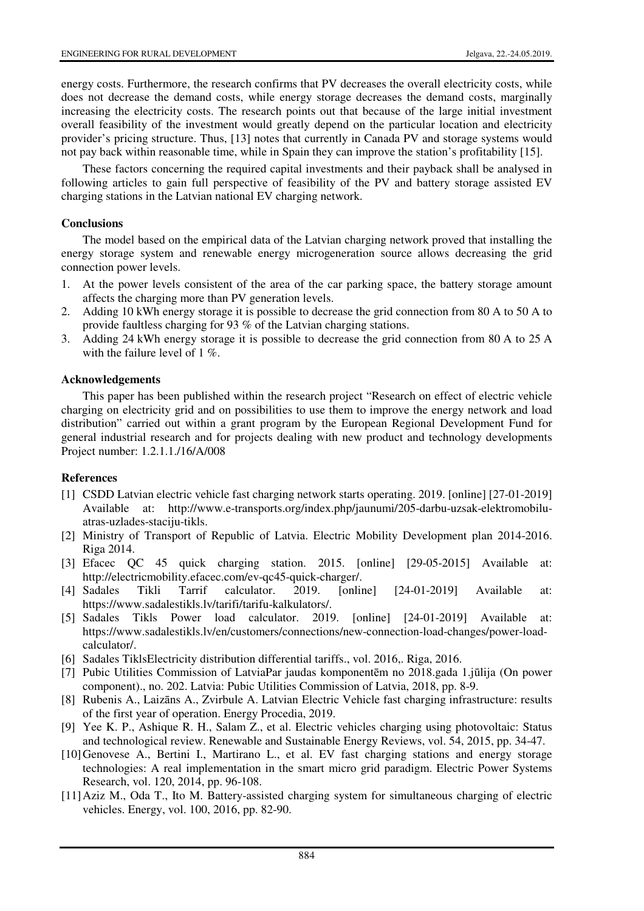energy costs. Furthermore, the research confirms that PV decreases the overall electricity costs, while does not decrease the demand costs, while energy storage decreases the demand costs, marginally increasing the electricity costs. The research points out that because of the large initial investment overall feasibility of the investment would greatly depend on the particular location and electricity provider's pricing structure. Thus, [13] notes that currently in Canada PV and storage systems would not pay back within reasonable time, while in Spain they can improve the station's profitability [15].

These factors concerning the required capital investments and their payback shall be analysed in following articles to gain full perspective of feasibility of the PV and battery storage assisted EV charging stations in the Latvian national EV charging network.

## Conclusions

The model based on the empirical data of the Latvian charging network proved that installing the energy storage system and renewable energy microgeneration source allows decreasing the grid connection power levels.

1. At the power levels consistent of the area of the car parking space, the battery storage amount affects the charging more than PV generation levels.
2. Adding 10 kWh energy storage it is possible to decrease the grid connection from 80 A to 50 A to provide faultless charging for 93 % of the Latvian charging stations.
3. Adding 24 kWh energy storage it is possible to decrease the grid connection from 80 A to 25 A with the failure level of 1 %.

## Acknowledgements

This paper has been published within the research project "Research on effect of electric vehicle charging on electricity grid and on possibilities to use them to improve the energy network and load distribution" carried out within a grant program by the European Regional Development Fund for general industrial research and for projects dealing with new product and technology developments Project number: 1.2.1.1./16/A/008

## References

[1] CSDD Latvian electric vehicle fast charging network starts operating. 2019. [online] [27-01-2019] Available at: http://www.e-transports.org/index.php/jaunumi/205-darbu-uzsak-elektromobilu-atras-uzlades-staciju-tikls.

[2] Ministry of Transport of Republic of Latvia. Electric Mobility Development plan 2014-2016. Riga 2014.

[3] Efacec QC 45 quick charging station. 2015. [online] [29-05-2015] Available at: http://electricmobility.efacec.com/ev-qc45-quick-charger/.

[4] Sadales Tikli Tarrif calculator. 2019. [online] [24-01-2019] Available at: https://www.sadalestikls.lv/tarifi/tarifu-kalkulators/.

[5] Sadales Tikls Power load calculator. 2019. [online] [24-01-2019] Available at: https://www.sadalestikls.lv/en/customers/connections/new-connection-load-changes/power-load-calculator/.

[6] Sadales TiklsElectricity distribution differential tariffs., vol. 2016,. Riga, 2016.

[7] Pubic Utilities Commission of LatviaPar jaudas komponentēm no 2018.gada 1.jūlija (On power component)., no. 202. Latvia: Pubic Utilities Commission of Latvia, 2018, pp. 8-9.

[8] Rubenis A., Laizāns A., Zvirbule A. Latvian Electric Vehicle fast charging infrastructure: results of the first year of operation. Energy Procedia, 2019.

[9] Yee K. P., Ashique R. H., Salam Z., et al. Electric vehicles charging using photovoltaic: Status and technological review. Renewable and Sustainable Energy Reviews, vol. 54, 2015, pp. 34-47.

[10] Genovese A., Bertini I., Martirano L., et al. EV fast charging stations and energy storage technologies: A real implementation in the smart micro grid paradigm. Electric Power Systems Research, vol. 120, 2014, pp. 96-108.

[11] Aziz M., Oda T., Ito M. Battery-assisted charging system for simultaneous charging of electric vehicles. Energy, vol. 100, 2016, pp. 82-90.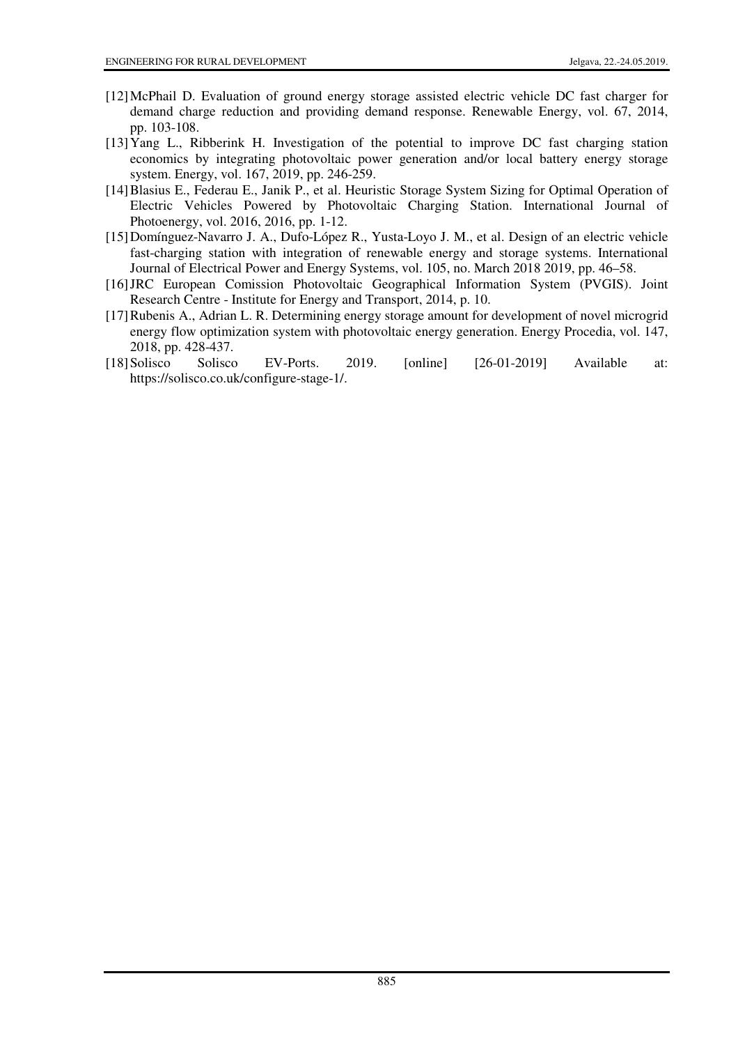[12] McPhail D. Evaluation of ground energy storage assisted electric vehicle DC fast charger for demand charge reduction and providing demand response. Renewable Energy, vol. 67, 2014, pp. 103-108.

[13] Yang L., Ribberink H. Investigation of the potential to improve DC fast charging station economics by integrating photovoltaic power generation and/or local battery energy storage system. Energy, vol. 167, 2019, pp. 246-259.

[14] Blasius E., Federau E., Janik P., et al. Heuristic Storage System Sizing for Optimal Operation of Electric Vehicles Powered by Photovoltaic Charging Station. International Journal of Photoenergy, vol. 2016, 2016, pp. 1-12.

[15] Domínguez-Navarro J. A., Dufo-López R., Yusta-Loyo J. M., et al. Design of an electric vehicle fast-charging station with integration of renewable energy and storage systems. International Journal of Electrical Power and Energy Systems, vol. 105, no. March 2018 2019, pp. 46–58.

[16] JRC European Comission Photovoltaic Geographical Information System (PVGIS). Joint Research Centre - Institute for Energy and Transport, 2014, p. 10.

[17] Rubenis A., Adrian L. R. Determining energy storage amount for development of novel microgrid energy flow optimization system with photovoltaic energy generation. Energy Procedia, vol. 147, 2018, pp. 428-437.

[18] Solisco Solisco EV-Ports. 2019. [online] [26-01-2019] Available at: https://solisco.co.uk/configure-stage-1/.